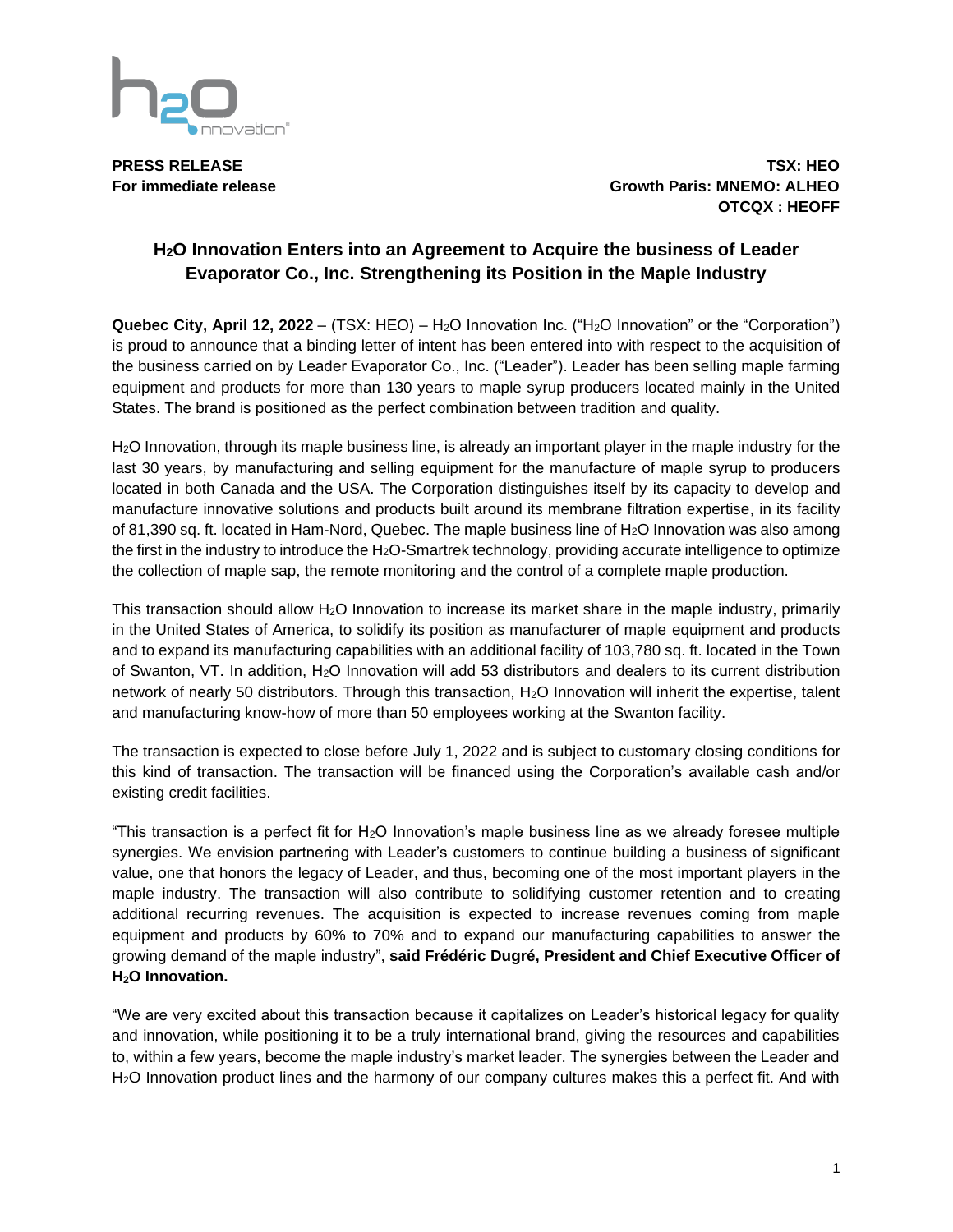**PRESS RELEASE**
**For immediate release**

**TSX: HEO**
**Growth Paris: MNEMO: ALHEO**
**OTCQX : HEOFF**

# $H_2O$ Innovation Enters into an Agreement to Acquire the business of Leader Evaporator Co., Inc. Strengthening its Position in the Maple Industry

**Quebec City, April 12, 2022** – (TSX: HEO) – $H_2O$ Innovation Inc. ("$H_2O$ Innovation" or the "Corporation") is proud to announce that a binding letter of intent has been entered into with respect to the acquisition of the business carried on by Leader Evaporator Co., Inc. ("Leader"). Leader has been selling maple farming equipment and products for more than 130 years to maple syrup producers located mainly in the United States. The brand is positioned as the perfect combination between tradition and quality.

$H_2O$ Innovation, through its maple business line, is already an important player in the maple industry for the last 30 years, by manufacturing and selling equipment for the manufacture of maple syrup to producers located in both Canada and the USA. The Corporation distinguishes itself by its capacity to develop and manufacture innovative solutions and products built around its membrane filtration expertise, in its facility of 81,390 sq. ft. located in Ham-Nord, Quebec. The maple business line of $H_2O$ Innovation was also among the first in the industry to introduce the $H_2O$-Smartrek technology, providing accurate intelligence to optimize the collection of maple sap, the remote monitoring and the control of a complete maple production.

This transaction should allow $H_2O$ Innovation to increase its market share in the maple industry, primarily in the United States of America, to solidify its position as manufacturer of maple equipment and products and to expand its manufacturing capabilities with an additional facility of 103,780 sq. ft. located in the Town of Swanton, VT. In addition, $H_2O$ Innovation will add 53 distributors and dealers to its current distribution network of nearly 50 distributors. Through this transaction, $H_2O$ Innovation will inherit the expertise, talent and manufacturing know-how of more than 50 employees working at the Swanton facility.

The transaction is expected to close before July 1, 2022 and is subject to customary closing conditions for this kind of transaction. The transaction will be financed using the Corporation's available cash and/or existing credit facilities.

"This transaction is a perfect fit for $H_2O$ Innovation's maple business line as we already foresee multiple synergies. We envision partnering with Leader's customers to continue building a business of significant value, one that honors the legacy of Leader, and thus, becoming one of the most important players in the maple industry. The transaction will also contribute to solidifying customer retention and to creating additional recurring revenues. The acquisition is expected to increase revenues coming from maple equipment and products by 60% to 70% and to expand our manufacturing capabilities to answer the growing demand of the maple industry", **said Frédéric Dugré, President and Chief Executive Officer of $H_2O$ Innovation.**

"We are very excited about this transaction because it capitalizes on Leader's historical legacy for quality and innovation, while positioning it to be a truly international brand, giving the resources and capabilities to, within a few years, become the maple industry's market leader. The synergies between the Leader and $H_2O$ Innovation product lines and the harmony of our company cultures makes this a perfect fit. And with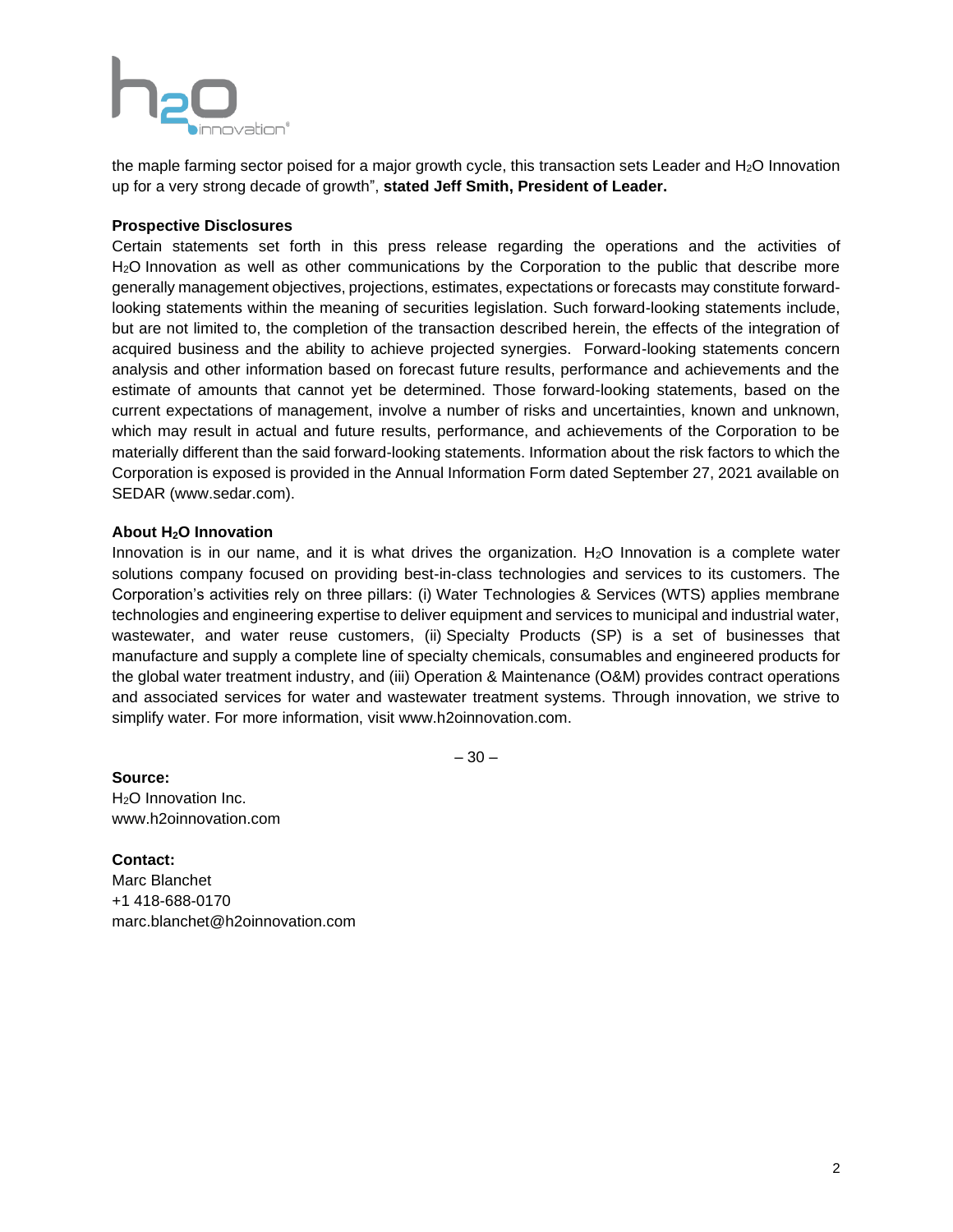the maple farming sector poised for a major growth cycle, this transaction sets Leader and $H_2O$ Innovation up for a very strong decade of growth", **stated Jeff Smith, President of Leader.**

**Prospective Disclosures**

Certain statements set forth in this press release regarding the operations and the activities of $H_2O$ Innovation as well as other communications by the Corporation to the public that describe more generally management objectives, projections, estimates, expectations or forecasts may constitute forward-looking statements within the meaning of securities legislation. Such forward-looking statements include, but are not limited to, the completion of the transaction described herein, the effects of the integration of acquired business and the ability to achieve projected synergies. Forward-looking statements concern analysis and other information based on forecast future results, performance and achievements and the estimate of amounts that cannot yet be determined. Those forward-looking statements, based on the current expectations of management, involve a number of risks and uncertainties, known and unknown, which may result in actual and future results, performance, and achievements of the Corporation to be materially different than the said forward-looking statements. Information about the risk factors to which the Corporation is exposed is provided in the Annual Information Form dated September 27, 2021 available on SEDAR (www.sedar.com).

**About $H_2O$ Innovation**

Innovation is in our name, and it is what drives the organization. $H_2O$ Innovation is a complete water solutions company focused on providing best-in-class technologies and services to its customers. The Corporation's activities rely on three pillars: (i) Water Technologies & Services (WTS) applies membrane technologies and engineering expertise to deliver equipment and services to municipal and industrial water, wastewater, and water reuse customers, (ii) Specialty Products (SP) is a set of businesses that manufacture and supply a complete line of specialty chemicals, consumables and engineered products for the global water treatment industry, and (iii) Operation & Maintenance (O&M) provides contract operations and associated services for water and wastewater treatment systems. Through innovation, we strive to simplify water. For more information, visit www.h2oinnovation.com.

– 30 –

**Source:**
$H_2O$ Innovation Inc.
www.h2oinnovation.com

**Contact:**
Marc Blanchet
+1 418-688-0170
marc.blanchet@h2oinnovation.com